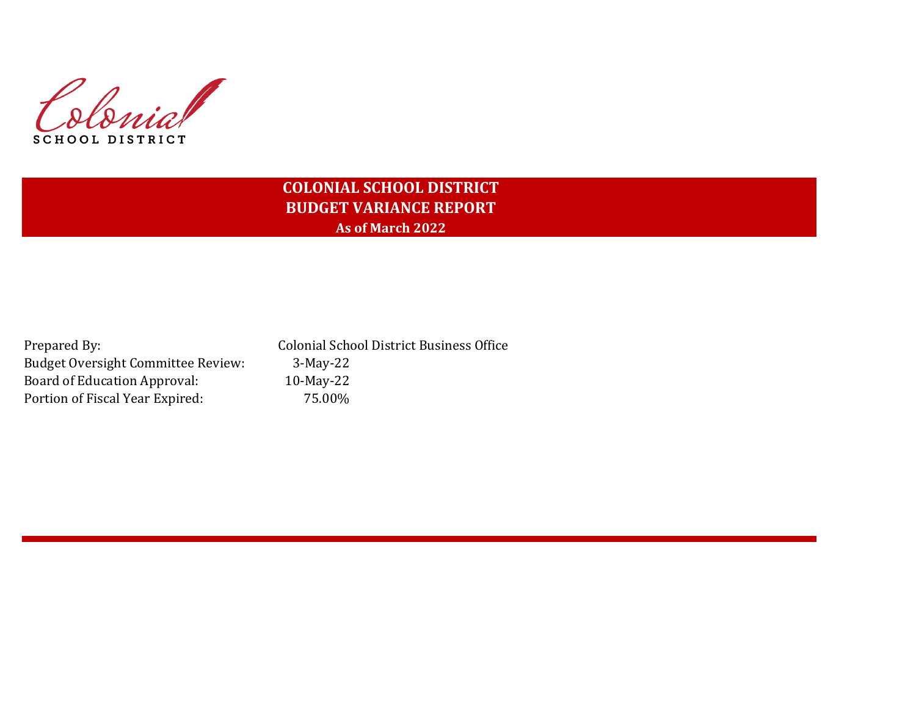Colonial
SCHOOL DISTRICT

# COLONIAL SCHOOL DISTRICT
## BUDGET VARIANCE REPORT
### As of March 2022

| | |
|---|---|
| Prepared By: | Colonial School District Business Office |
| Budget Oversight Committee Review: | 3-May-22 |
| Board of Education Approval: | 10-May-22 |
| Portion of Fiscal Year Expired: | 75.00% |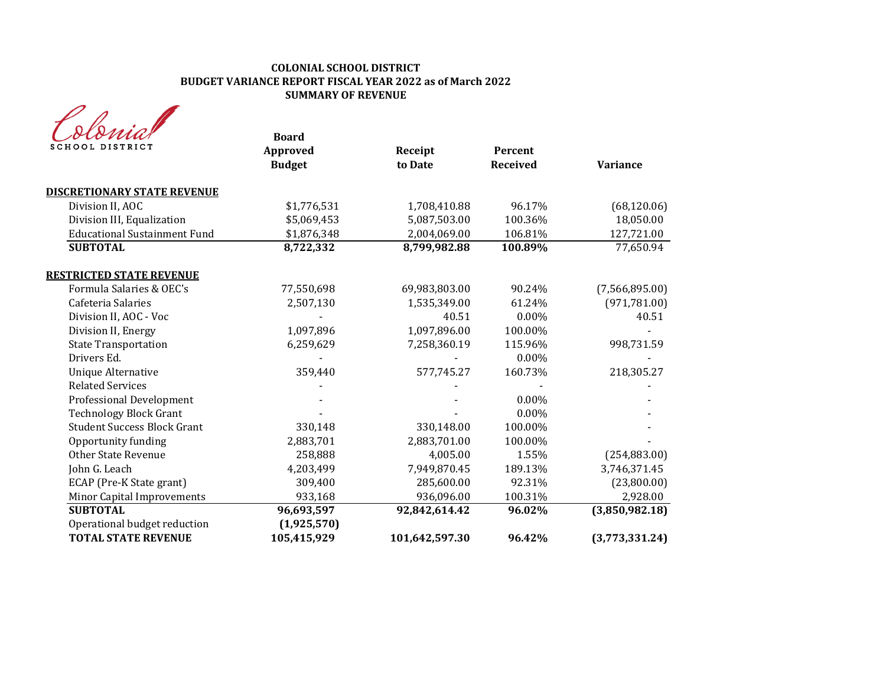**COLONIAL SCHOOL DISTRICT**
**BUDGET VARIANCE REPORT FISCAL YEAR 2022 as of March 2022**
**SUMMARY OF REVENUE**

Colonial SCHOOL DISTRICT

| | Board Approved Budget | Receipt to Date | Percent Received | Variance |
|---|---|---|---|---|
| **DISCRETIONARY STATE REVENUE** | | | | |
| Division II, AOC | $1,776,531 | 1,708,410.88 | 96.17% | (68,120.06) |
| Division III, Equalization | $5,069,453 | 5,087,503.00 | 100.36% | 18,050.00 |
| Educational Sustainment Fund | $1,876,348 | 2,004,069.00 | 106.81% | 127,721.00 |
| **SUBTOTAL** | **8,722,332** | **8,799,982.88** | **100.89%** | 77,650.94 |
| **RESTRICTED STATE REVENUE** | | | | |
| Formula Salaries & OEC's | 77,550,698 | 69,983,803.00 | 90.24% | (7,566,895.00) |
| Cafeteria Salaries | 2,507,130 | 1,535,349.00 | 61.24% | (971,781.00) |
| Division II, AOC - Voc | - | 40.51 | 0.00% | 40.51 |
| Division II, Energy | 1,097,896 | 1,097,896.00 | 100.00% | - |
| State Transportation | 6,259,629 | 7,258,360.19 | 115.96% | 998,731.59 |
| Drivers Ed. | - | - | 0.00% | - |
| Unique Alternative | 359,440 | 577,745.27 | 160.73% | 218,305.27 |
| Related Services | - | - | - | - |
| Professional Development | - | - | 0.00% | - |
| Technology Block Grant | - | - | 0.00% | - |
| Student Success Block Grant | 330,148 | 330,148.00 | 100.00% | - |
| Opportunity funding | 2,883,701 | 2,883,701.00 | 100.00% | - |
| Other State Revenue | 258,888 | 4,005.00 | 1.55% | (254,883.00) |
| John G. Leach | 4,203,499 | 7,949,870.45 | 189.13% | 3,746,371.45 |
| ECAP (Pre-K State grant) | 309,400 | 285,600.00 | 92.31% | (23,800.00) |
| Minor Capital Improvements | 933,168 | 936,096.00 | 100.31% | 2,928.00 |
| **SUBTOTAL** | **96,693,597** | **92,842,614.42** | **96.02%** | **(3,850,982.18)** |
| Operational budget reduction | **(1,925,570)** | | | |
| **TOTAL STATE REVENUE** | **105,415,929** | **101,642,597.30** | **96.42%** | **(3,773,331.24)** |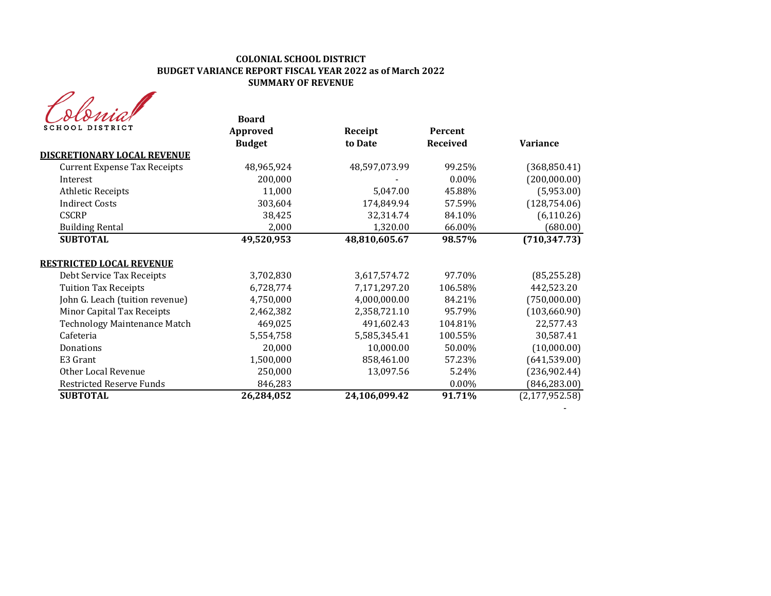**COLONIAL SCHOOL DISTRICT**
**BUDGET VARIANCE REPORT FISCAL YEAR 2022 as of March 2022**
**SUMMARY OF REVENUE**

Colonial SCHOOL DISTRICT

| | Board Approved Budget | Receipt to Date | Percent Received | Variance |
|---|---|---|---|---|
| **DISCRETIONARY LOCAL REVENUE** | | | | |
| Current Expense Tax Receipts | 48,965,924 | 48,597,073.99 | 99.25% | (368,850.41) |
| Interest | 200,000 | - | 0.00% | (200,000.00) |
| Athletic Receipts | 11,000 | 5,047.00 | 45.88% | (5,953.00) |
| Indirect Costs | 303,604 | 174,849.94 | 57.59% | (128,754.06) |
| CSCRP | 38,425 | 32,314.74 | 84.10% | (6,110.26) |
| Building Rental | 2,000 | 1,320.00 | 66.00% | (680.00) |
| **SUBTOTAL** | **49,520,953** | **48,810,605.67** | **98.57%** | **(710,347.73)** |
| | | | | |
| **RESTRICTED LOCAL REVENUE** | | | | |
| Debt Service Tax Receipts | 3,702,830 | 3,617,574.72 | 97.70% | (85,255.28) |
| Tuition Tax Receipts | 6,728,774 | 7,171,297.20 | 106.58% | 442,523.20 |
| John G. Leach (tuition revenue) | 4,750,000 | 4,000,000.00 | 84.21% | (750,000.00) |
| Minor Capital Tax Receipts | 2,462,382 | 2,358,721.10 | 95.79% | (103,660.90) |
| Technology Maintenance Match | 469,025 | 491,602.43 | 104.81% | 22,577.43 |
| Cafeteria | 5,554,758 | 5,585,345.41 | 100.55% | 30,587.41 |
| Donations | 20,000 | 10,000.00 | 50.00% | (10,000.00) |
| E3 Grant | 1,500,000 | 858,461.00 | 57.23% | (641,539.00) |
| Other Local Revenue | 250,000 | 13,097.56 | 5.24% | (236,902.44) |
| Restricted Reserve Funds | 846,283 | | 0.00% | (846,283.00) |
| **SUBTOTAL** | **26,284,052** | **24,106,099.42** | **91.71%** | (2,177,952.58) |
| | | | | - |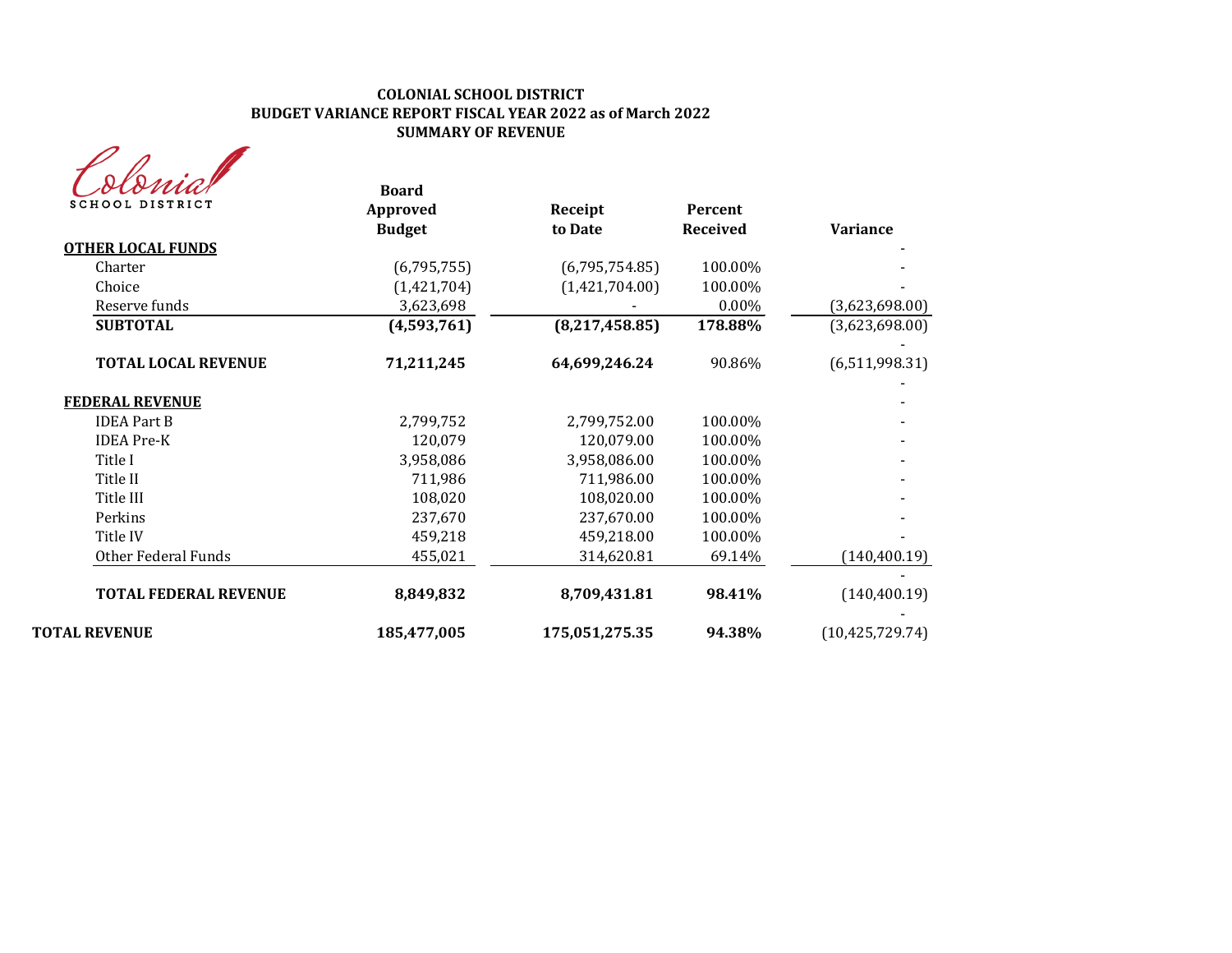**COLONIAL SCHOOL DISTRICT**
**BUDGET VARIANCE REPORT FISCAL YEAR 2022 as of March 2022**
**SUMMARY OF REVENUE**

Colonial SCHOOL DISTRICT

| | Board Approved Budget | Receipt to Date | Percent Received | Variance |
|---|---|---|---|---|
| **OTHER LOCAL FUNDS** | | | | - |
| Charter | (6,795,755) | (6,795,754.85) | 100.00% | - |
| Choice | (1,421,704) | (1,421,704.00) | 100.00% | - |
| Reserve funds | 3,623,698 | - | 0.00% | (3,623,698.00) |
| **SUBTOTAL** | **(4,593,761)** | **(8,217,458.85)** | **178.88%** | (3,623,698.00) |
| | | | | - |
| **TOTAL LOCAL REVENUE** | **71,211,245** | **64,699,246.24** | 90.86% | (6,511,998.31) |
| | | | | - |
| **FEDERAL REVENUE** | | | | - |
| IDEA Part B | 2,799,752 | 2,799,752.00 | 100.00% | - |
| IDEA Pre-K | 120,079 | 120,079.00 | 100.00% | - |
| Title I | 3,958,086 | 3,958,086.00 | 100.00% | - |
| Title II | 711,986 | 711,986.00 | 100.00% | - |
| Title III | 108,020 | 108,020.00 | 100.00% | - |
| Perkins | 237,670 | 237,670.00 | 100.00% | - |
| Title IV | 459,218 | 459,218.00 | 100.00% | - |
| Other Federal Funds | 455,021 | 314,620.81 | 69.14% | (140,400.19) |
| | | | | - |
| **TOTAL FEDERAL REVENUE** | **8,849,832** | **8,709,431.81** | **98.41%** | (140,400.19) |
| | | | | - |
| **TOTAL REVENUE** | **185,477,005** | **175,051,275.35** | **94.38%** | (10,425,729.74) |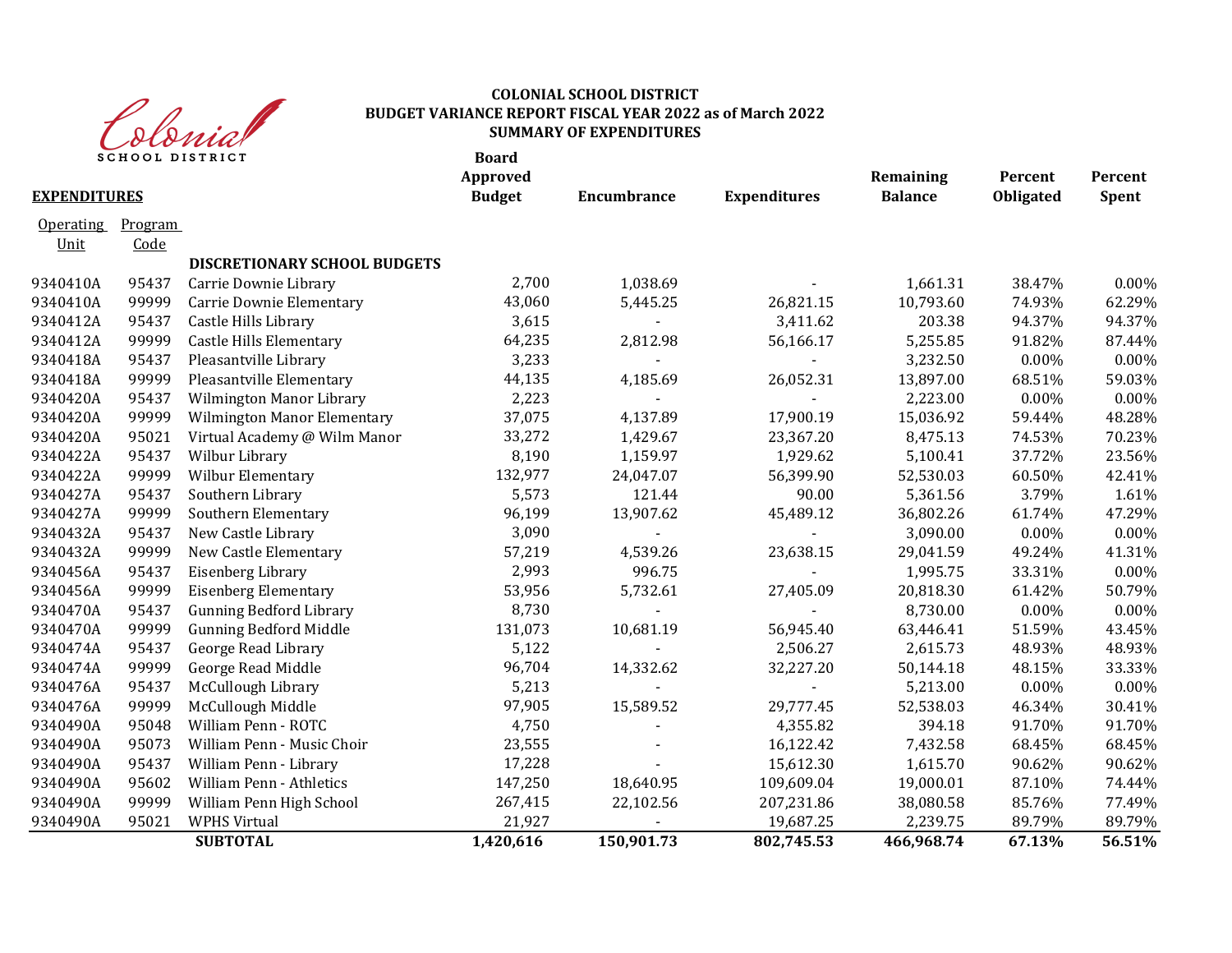**COLONIAL SCHOOL DISTRICT**
**BUDGET VARIANCE REPORT FISCAL YEAR 2022 as of March 2022**
**SUMMARY OF EXPENDITURES**

| **EXPENDITURES** | | | **Board Approved Budget** | **Encumbrance** | **Expenditures** | **Remaining Balance** | **Percent Obligated** | **Percent Spent** |
|---|---|---|---|---|---|---|---|---|
| Operating Unit | Program Code | | | | | | | |
| | | **DISCRETIONARY SCHOOL BUDGETS** | | | | | | |
| 9340410A | 95437 | Carrie Downie Library | 2,700 | 1,038.69 | - | 1,661.31 | 38.47% | 0.00% |
| 9340410A | 99999 | Carrie Downie Elementary | 43,060 | 5,445.25 | 26,821.15 | 10,793.60 | 74.93% | 62.29% |
| 9340412A | 95437 | Castle Hills Library | 3,615 | - | 3,411.62 | 203.38 | 94.37% | 94.37% |
| 9340412A | 99999 | Castle Hills Elementary | 64,235 | 2,812.98 | 56,166.17 | 5,255.85 | 91.82% | 87.44% |
| 9340418A | 95437 | Pleasantville Library | 3,233 | - | - | 3,232.50 | 0.00% | 0.00% |
| 9340418A | 99999 | Pleasantville Elementary | 44,135 | 4,185.69 | 26,052.31 | 13,897.00 | 68.51% | 59.03% |
| 9340420A | 95437 | Wilmington Manor Library | 2,223 | - | - | 2,223.00 | 0.00% | 0.00% |
| 9340420A | 99999 | Wilmington Manor Elementary | 37,075 | 4,137.89 | 17,900.19 | 15,036.92 | 59.44% | 48.28% |
| 9340420A | 95021 | Virtual Academy @ Wilm Manor | 33,272 | 1,429.67 | 23,367.20 | 8,475.13 | 74.53% | 70.23% |
| 9340422A | 95437 | Wilbur Library | 8,190 | 1,159.97 | 1,929.62 | 5,100.41 | 37.72% | 23.56% |
| 9340422A | 99999 | Wilbur Elementary | 132,977 | 24,047.07 | 56,399.90 | 52,530.03 | 60.50% | 42.41% |
| 9340427A | 95437 | Southern Library | 5,573 | 121.44 | 90.00 | 5,361.56 | 3.79% | 1.61% |
| 9340427A | 99999 | Southern Elementary | 96,199 | 13,907.62 | 45,489.12 | 36,802.26 | 61.74% | 47.29% |
| 9340432A | 95437 | New Castle Library | 3,090 | - | - | 3,090.00 | 0.00% | 0.00% |
| 9340432A | 99999 | New Castle Elementary | 57,219 | 4,539.26 | 23,638.15 | 29,041.59 | 49.24% | 41.31% |
| 9340456A | 95437 | Eisenberg Library | 2,993 | 996.75 | - | 1,995.75 | 33.31% | 0.00% |
| 9340456A | 99999 | Eisenberg Elementary | 53,956 | 5,732.61 | 27,405.09 | 20,818.30 | 61.42% | 50.79% |
| 9340470A | 95437 | Gunning Bedford Library | 8,730 | - | - | 8,730.00 | 0.00% | 0.00% |
| 9340470A | 99999 | Gunning Bedford Middle | 131,073 | 10,681.19 | 56,945.40 | 63,446.41 | 51.59% | 43.45% |
| 9340474A | 95437 | George Read Library | 5,122 | - | 2,506.27 | 2,615.73 | 48.93% | 48.93% |
| 9340474A | 99999 | George Read Middle | 96,704 | 14,332.62 | 32,227.20 | 50,144.18 | 48.15% | 33.33% |
| 9340476A | 95437 | McCullough Library | 5,213 | - | - | 5,213.00 | 0.00% | 0.00% |
| 9340476A | 99999 | McCullough Middle | 97,905 | 15,589.52 | 29,777.45 | 52,538.03 | 46.34% | 30.41% |
| 9340490A | 95048 | William Penn - ROTC | 4,750 | - | 4,355.82 | 394.18 | 91.70% | 91.70% |
| 9340490A | 95073 | William Penn - Music Choir | 23,555 | - | 16,122.42 | 7,432.58 | 68.45% | 68.45% |
| 9340490A | 95437 | William Penn - Library | 17,228 | - | 15,612.30 | 1,615.70 | 90.62% | 90.62% |
| 9340490A | 95602 | William Penn - Athletics | 147,250 | 18,640.95 | 109,609.04 | 19,000.01 | 87.10% | 74.44% |
| 9340490A | 99999 | William Penn High School | 267,415 | 22,102.56 | 207,231.86 | 38,080.58 | 85.76% | 77.49% |
| 9340490A | 95021 | WPHS Virtual | 21,927 | - | 19,687.25 | 2,239.75 | 89.79% | 89.79% |
| | | **SUBTOTAL** | **1,420,616** | **150,901.73** | **802,745.53** | **466,968.74** | **67.13%** | **56.51%** |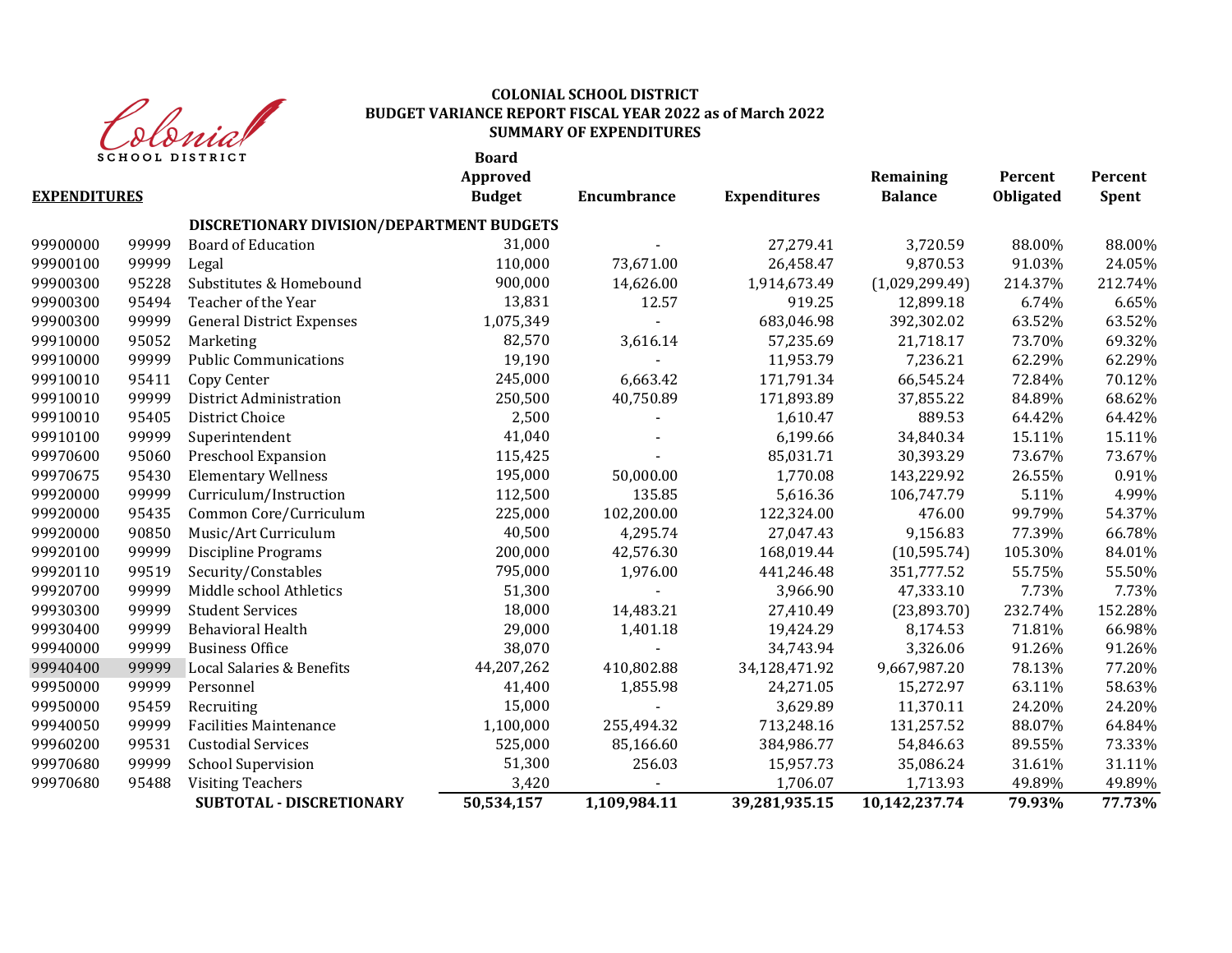Colonial SCHOOL DISTRICT

**COLONIAL SCHOOL DISTRICT**
**BUDGET VARIANCE REPORT FISCAL YEAR 2022 as of March 2022**
**SUMMARY OF EXPENDITURES**

| **EXPENDITURES** | | | **Board Approved Budget** | **Encumbrance** | **Expenditures** | **Remaining Balance** | **Percent Obligated** | **Percent Spent** |
|---|---|---|---|---|---|---|---|---|
| | | **DISCRETIONARY DIVISION/DEPARTMENT BUDGETS** | | | | | | |
| 99900000 | 99999 | Board of Education | 31,000 | - | 27,279.41 | 3,720.59 | 88.00% | 88.00% |
| 99900100 | 99999 | Legal | 110,000 | 73,671.00 | 26,458.47 | 9,870.53 | 91.03% | 24.05% |
| 99900300 | 95228 | Substitutes & Homebound | 900,000 | 14,626.00 | 1,914,673.49 | (1,029,299.49) | 214.37% | 212.74% |
| 99900300 | 95494 | Teacher of the Year | 13,831 | 12.57 | 919.25 | 12,899.18 | 6.74% | 6.65% |
| 99900300 | 99999 | General District Expenses | 1,075,349 | - | 683,046.98 | 392,302.02 | 63.52% | 63.52% |
| 99910000 | 95052 | Marketing | 82,570 | 3,616.14 | 57,235.69 | 21,718.17 | 73.70% | 69.32% |
| 99910000 | 99999 | Public Communications | 19,190 | - | 11,953.79 | 7,236.21 | 62.29% | 62.29% |
| 99910010 | 95411 | Copy Center | 245,000 | 6,663.42 | 171,791.34 | 66,545.24 | 72.84% | 70.12% |
| 99910010 | 99999 | District Administration | 250,500 | 40,750.89 | 171,893.89 | 37,855.22 | 84.89% | 68.62% |
| 99910010 | 95405 | District Choice | 2,500 | - | 1,610.47 | 889.53 | 64.42% | 64.42% |
| 99910100 | 99999 | Superintendent | 41,040 | - | 6,199.66 | 34,840.34 | 15.11% | 15.11% |
| 99970600 | 95060 | Preschool Expansion | 115,425 | - | 85,031.71 | 30,393.29 | 73.67% | 73.67% |
| 99970675 | 95430 | Elementary Wellness | 195,000 | 50,000.00 | 1,770.08 | 143,229.92 | 26.55% | 0.91% |
| 99920000 | 99999 | Curriculum/Instruction | 112,500 | 135.85 | 5,616.36 | 106,747.79 | 5.11% | 4.99% |
| 99920000 | 95435 | Common Core/Curriculum | 225,000 | 102,200.00 | 122,324.00 | 476.00 | 99.79% | 54.37% |
| 99920000 | 90850 | Music/Art Curriculum | 40,500 | 4,295.74 | 27,047.43 | 9,156.83 | 77.39% | 66.78% |
| 99920100 | 99999 | Discipline Programs | 200,000 | 42,576.30 | 168,019.44 | (10,595.74) | 105.30% | 84.01% |
| 99920110 | 99519 | Security/Constables | 795,000 | 1,976.00 | 441,246.48 | 351,777.52 | 55.75% | 55.50% |
| 99920700 | 99999 | Middle school Athletics | 51,300 | - | 3,966.90 | 47,333.10 | 7.73% | 7.73% |
| 99930300 | 99999 | Student Services | 18,000 | 14,483.21 | 27,410.49 | (23,893.70) | 232.74% | 152.28% |
| 99930400 | 99999 | Behavioral Health | 29,000 | 1,401.18 | 19,424.29 | 8,174.53 | 71.81% | 66.98% |
| 99940000 | 99999 | Business Office | 38,070 | - | 34,743.94 | 3,326.06 | 91.26% | 91.26% |
| 99940400 | 99999 | Local Salaries & Benefits | 44,207,262 | 410,802.88 | 34,128,471.92 | 9,667,987.20 | 78.13% | 77.20% |
| 99950000 | 99999 | Personnel | 41,400 | 1,855.98 | 24,271.05 | 15,272.97 | 63.11% | 58.63% |
| 99950000 | 95459 | Recruiting | 15,000 | - | 3,629.89 | 11,370.11 | 24.20% | 24.20% |
| 99940050 | 99999 | Facilities Maintenance | 1,100,000 | 255,494.32 | 713,248.16 | 131,257.52 | 88.07% | 64.84% |
| 99960200 | 99531 | Custodial Services | 525,000 | 85,166.60 | 384,986.77 | 54,846.63 | 89.55% | 73.33% |
| 99970680 | 99999 | School Supervision | 51,300 | 256.03 | 15,957.73 | 35,086.24 | 31.61% | 31.11% |
| 99970680 | 95488 | Visiting Teachers | 3,420 | - | 1,706.07 | 1,713.93 | 49.89% | 49.89% |
| | | **SUBTOTAL - DISCRETIONARY** | **50,534,157** | **1,109,984.11** | **39,281,935.15** | **10,142,237.74** | **79.93%** | **77.73%** |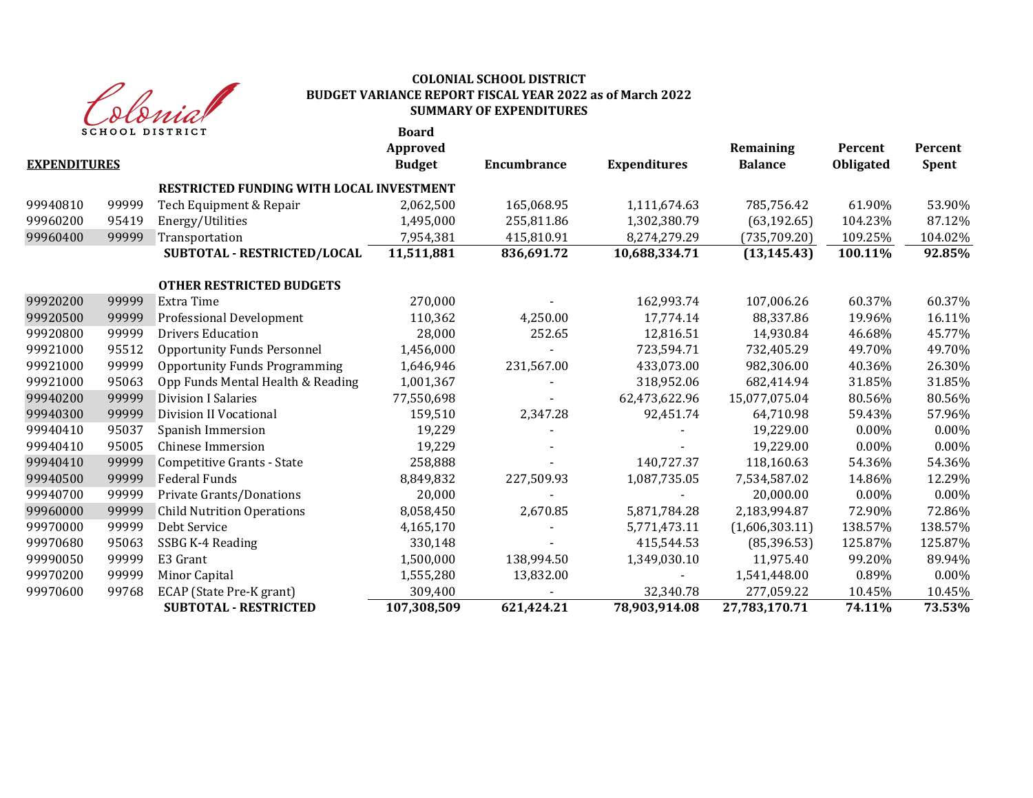Colonial SCHOOL DISTRICT

# COLONIAL SCHOOL DISTRICT
## BUDGET VARIANCE REPORT FISCAL YEAR 2022 as of March 2022
## SUMMARY OF EXPENDITURES

| EXPENDITURES | | | Board Approved Budget | Encumbrance | Expenditures | Remaining Balance | Percent Obligated | Percent Spent |
|---|---|---|---|---|---|---|---|---|
| | | **RESTRICTED FUNDING WITH LOCAL INVESTMENT** | | | | | | |
| 99940810 | 99999 | Tech Equipment & Repair | 2,062,500 | 165,068.95 | 1,111,674.63 | 785,756.42 | 61.90% | 53.90% |
| 99960200 | 95419 | Energy/Utilities | 1,495,000 | 255,811.86 | 1,302,380.79 | (63,192.65) | 104.23% | 87.12% |
| 99960400 | 99999 | Transportation | 7,954,381 | 415,810.91 | 8,274,279.29 | (735,709.20) | 109.25% | 104.02% |
| | | **SUBTOTAL - RESTRICTED/LOCAL** | **11,511,881** | **836,691.72** | **10,688,334.71** | **(13,145.43)** | **100.11%** | **92.85%** |
| | | **OTHER RESTRICTED BUDGETS** | | | | | | |
| 99920200 | 99999 | Extra Time | 270,000 | - | 162,993.74 | 107,006.26 | 60.37% | 60.37% |
| 99920500 | 99999 | Professional Development | 110,362 | 4,250.00 | 17,774.14 | 88,337.86 | 19.96% | 16.11% |
| 99920800 | 99999 | Drivers Education | 28,000 | 252.65 | 12,816.51 | 14,930.84 | 46.68% | 45.77% |
| 99921000 | 95512 | Opportunity Funds Personnel | 1,456,000 | - | 723,594.71 | 732,405.29 | 49.70% | 49.70% |
| 99921000 | 99999 | Opportunity Funds Programming | 1,646,946 | 231,567.00 | 433,073.00 | 982,306.00 | 40.36% | 26.30% |
| 99921000 | 95063 | Opp Funds Mental Health & Reading | 1,001,367 | - | 318,952.06 | 682,414.94 | 31.85% | 31.85% |
| 99940200 | 99999 | Division I Salaries | 77,550,698 | - | 62,473,622.96 | 15,077,075.04 | 80.56% | 80.56% |
| 99940300 | 99999 | Division II Vocational | 159,510 | 2,347.28 | 92,451.74 | 64,710.98 | 59.43% | 57.96% |
| 99940410 | 95037 | Spanish Immersion | 19,229 | - | - | 19,229.00 | 0.00% | 0.00% |
| 99940410 | 95005 | Chinese Immersion | 19,229 | - | - | 19,229.00 | 0.00% | 0.00% |
| 99940410 | 99999 | Competitive Grants - State | 258,888 | - | 140,727.37 | 118,160.63 | 54.36% | 54.36% |
| 99940500 | 99999 | Federal Funds | 8,849,832 | 227,509.93 | 1,087,735.05 | 7,534,587.02 | 14.86% | 12.29% |
| 99940700 | 99999 | Private Grants/Donations | 20,000 | - | - | 20,000.00 | 0.00% | 0.00% |
| 99960000 | 99999 | Child Nutrition Operations | 8,058,450 | 2,670.85 | 5,871,784.28 | 2,183,994.87 | 72.90% | 72.86% |
| 99970000 | 99999 | Debt Service | 4,165,170 | - | 5,771,473.11 | (1,606,303.11) | 138.57% | 138.57% |
| 99970680 | 95063 | SSBG K-4 Reading | 330,148 | - | 415,544.53 | (85,396.53) | 125.87% | 125.87% |
| 99990050 | 99999 | E3 Grant | 1,500,000 | 138,994.50 | 1,349,030.10 | 11,975.40 | 99.20% | 89.94% |
| 99970200 | 99999 | Minor Capital | 1,555,280 | 13,832.00 | - | 1,541,448.00 | 0.89% | 0.00% |
| 99970600 | 99768 | ECAP (State Pre-K grant) | 309,400 | - | 32,340.78 | 277,059.22 | 10.45% | 10.45% |
| | | **SUBTOTAL - RESTRICTED** | **107,308,509** | **621,424.21** | **78,903,914.08** | **27,783,170.71** | **74.11%** | **73.53%** |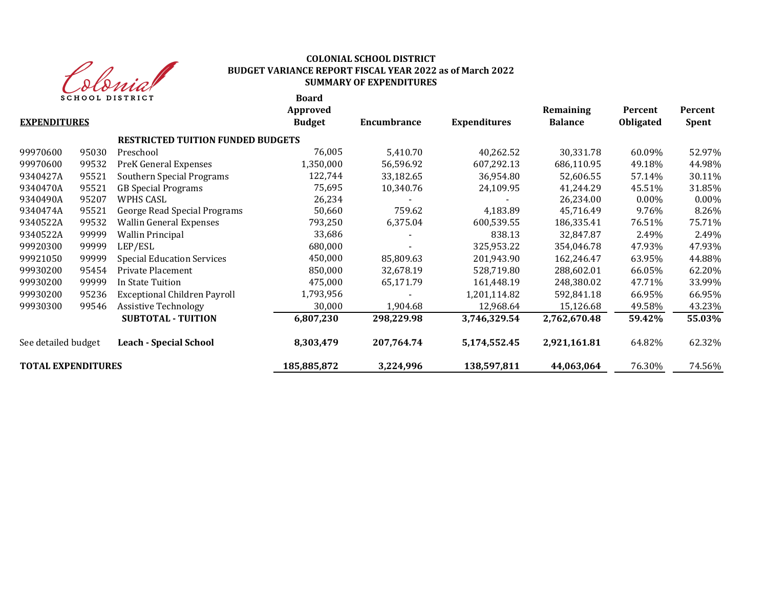Colonial School District

**COLONIAL SCHOOL DISTRICT**
**BUDGET VARIANCE REPORT FISCAL YEAR 2022 as of March 2022**
**SUMMARY OF EXPENDITURES**

| **EXPENDITURES** | | | **Board Approved Budget** | **Encumbrance** | **Expenditures** | **Remaining Balance** | **Percent Obligated** | **Percent Spent** |
|---|---|---|---|---|---|---|---|---|
| | | **RESTRICTED TUITION FUNDED BUDGETS** | | | | | | |
| 99970600 | 95030 | Preschool | 76,005 | 5,410.70 | 40,262.52 | 30,331.78 | 60.09% | 52.97% |
| 99970600 | 99532 | PreK General Expenses | 1,350,000 | 56,596.92 | 607,292.13 | 686,110.95 | 49.18% | 44.98% |
| 9340427A | 95521 | Southern Special Programs | 122,744 | 33,182.65 | 36,954.80 | 52,606.55 | 57.14% | 30.11% |
| 9340470A | 95521 | GB Special Programs | 75,695 | 10,340.76 | 24,109.95 | 41,244.29 | 45.51% | 31.85% |
| 9340490A | 95207 | WPHS CASL | 26,234 | - | - | 26,234.00 | 0.00% | 0.00% |
| 9340474A | 95521 | George Read Special Programs | 50,660 | 759.62 | 4,183.89 | 45,716.49 | 9.76% | 8.26% |
| 9340522A | 99532 | Wallin General Expenses | 793,250 | 6,375.04 | 600,539.55 | 186,335.41 | 76.51% | 75.71% |
| 9340522A | 99999 | Wallin Principal | 33,686 | - | 838.13 | 32,847.87 | 2.49% | 2.49% |
| 99920300 | 99999 | LEP/ESL | 680,000 | - | 325,953.22 | 354,046.78 | 47.93% | 47.93% |
| 99921050 | 99999 | Special Education Services | 450,000 | 85,809.63 | 201,943.90 | 162,246.47 | 63.95% | 44.88% |
| 99930200 | 95454 | Private Placement | 850,000 | 32,678.19 | 528,719.80 | 288,602.01 | 66.05% | 62.20% |
| 99930200 | 99999 | In State Tuition | 475,000 | 65,171.79 | 161,448.19 | 248,380.02 | 47.71% | 33.99% |
| 99930200 | 95236 | Exceptional Children Payroll | 1,793,956 | - | 1,201,114.82 | 592,841.18 | 66.95% | 66.95% |
| 99930300 | 99546 | Assistive Technology | 30,000 | 1,904.68 | 12,968.64 | 15,126.68 | 49.58% | 43.23% |
| | | **SUBTOTAL - TUITION** | **6,807,230** | **298,229.98** | **3,746,329.54** | **2,762,670.48** | **59.42%** | **55.03%** |
| See detailed budget | | **Leach - Special School** | **8,303,479** | **207,764.74** | **5,174,552.45** | **2,921,161.81** | 64.82% | 62.32% |
| **TOTAL EXPENDITURES** | | | **185,885,872** | **3,224,996** | **138,597,811** | **44,063,064** | 76.30% | 74.56% |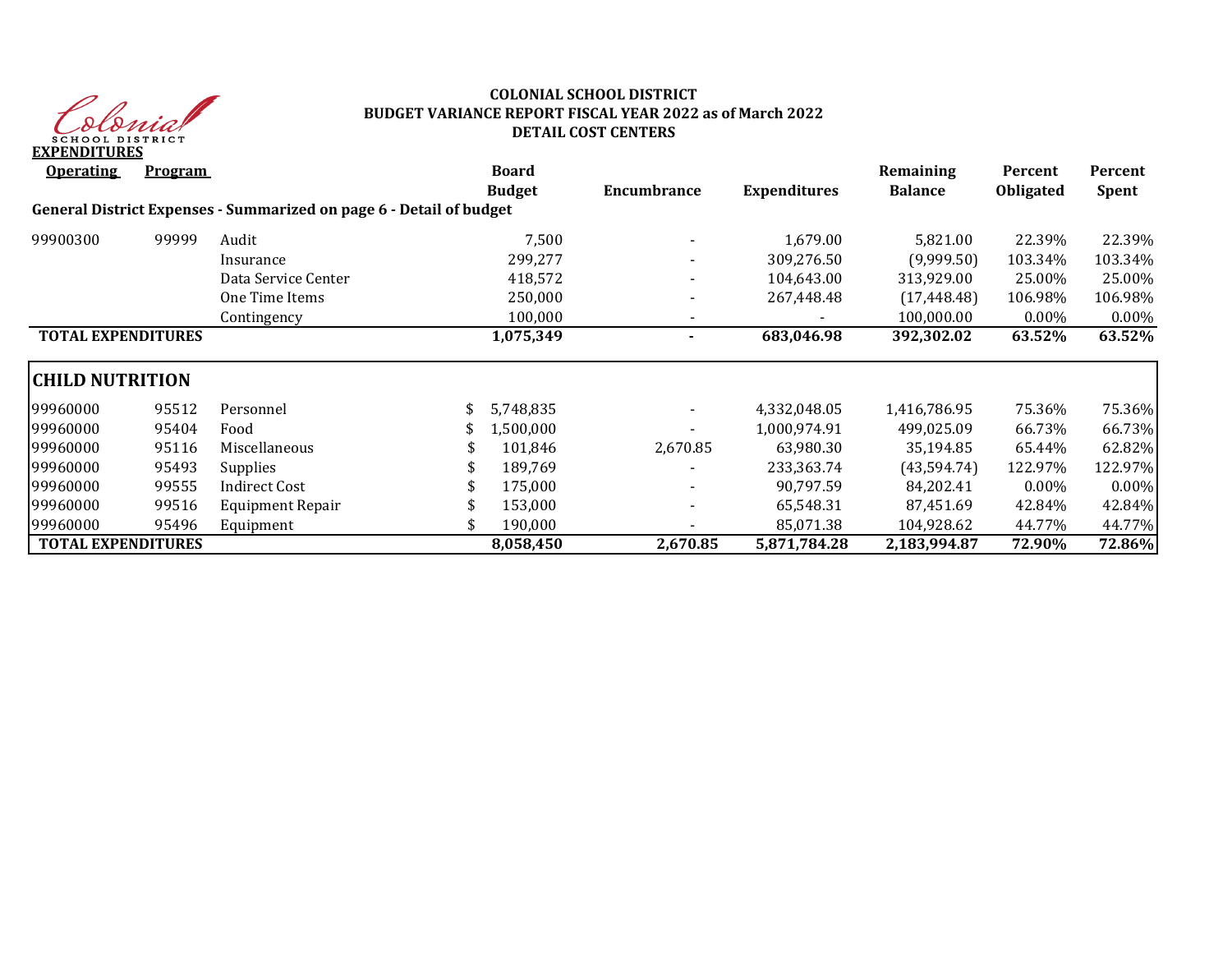# COLONIAL SCHOOL DISTRICT
## BUDGET VARIANCE REPORT FISCAL YEAR 2022 as of March 2022
## DETAIL COST CENTERS

**EXPENDITURES**

| Operating | Program | | Board Budget | Encumbrance | Expenditures | Remaining Balance | Percent Obligated | Percent Spent |
|---|---|---|---|---|---|---|---|---|
| **General District Expenses - Summarized on page 6 - Detail of budget** | | | | | | | | |
| 99900300 | 99999 | Audit | 7,500 | - | 1,679.00 | 5,821.00 | 22.39% | 22.39% |
| | | Insurance | 299,277 | - | 309,276.50 | (9,999.50) | 103.34% | 103.34% |
| | | Data Service Center | 418,572 | - | 104,643.00 | 313,929.00 | 25.00% | 25.00% |
| | | One Time Items | 250,000 | - | 267,448.48 | (17,448.48) | 106.98% | 106.98% |
| | | Contingency | 100,000 | - | - | 100,000.00 | 0.00% | 0.00% |
| **TOTAL EXPENDITURES** | | | **1,075,349** | **-** | **683,046.98** | **392,302.02** | **63.52%** | **63.52%** |

## CHILD NUTRITION

| Operating | Program | | Board Budget | Encumbrance | Expenditures | Remaining Balance | Percent Obligated | Percent Spent |
|---|---|---|---|---|---|---|---|---|
| 99960000 | 95512 | Personnel | $ 5,748,835 | - | 4,332,048.05 | 1,416,786.95 | 75.36% | 75.36% |
| 99960000 | 95404 | Food | $ 1,500,000 | - | 1,000,974.91 | 499,025.09 | 66.73% | 66.73% |
| 99960000 | 95116 | Miscellaneous | $ 101,846 | 2,670.85 | 63,980.30 | 35,194.85 | 65.44% | 62.82% |
| 99960000 | 95493 | Supplies | $ 189,769 | - | 233,363.74 | (43,594.74) | 122.97% | 122.97% |
| 99960000 | 99555 | Indirect Cost | $ 175,000 | - | 90,797.59 | 84,202.41 | 0.00% | 0.00% |
| 99960000 | 99516 | Equipment Repair | $ 153,000 | - | 65,548.31 | 87,451.69 | 42.84% | 42.84% |
| 99960000 | 95496 | Equipment | $ 190,000 | - | 85,071.38 | 104,928.62 | 44.77% | 44.77% |
| **TOTAL EXPENDITURES** | | | **8,058,450** | **2,670.85** | **5,871,784.28** | **2,183,994.87** | **72.90%** | **72.86%** |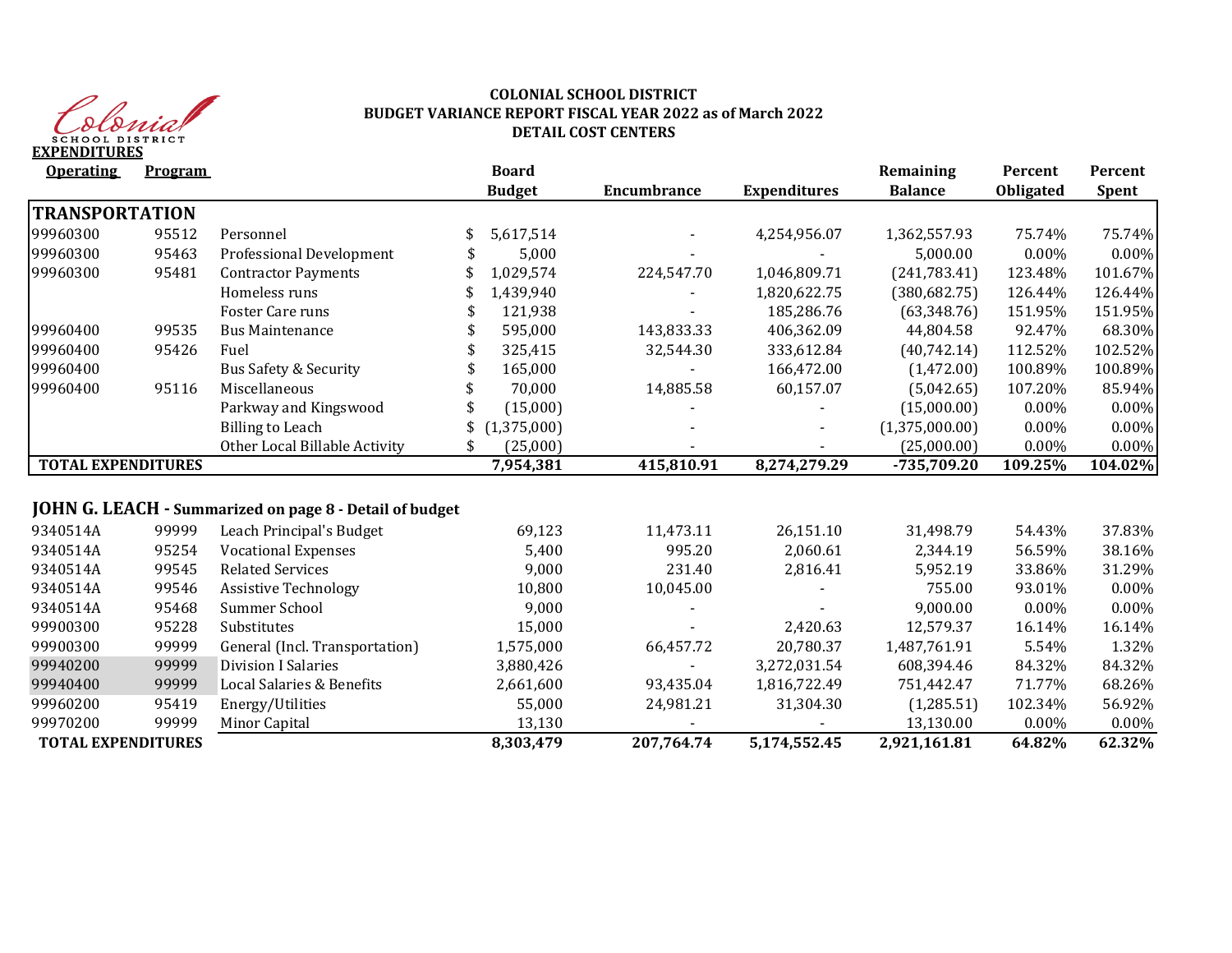# COLONIAL SCHOOL DISTRICT
## BUDGET VARIANCE REPORT FISCAL YEAR 2022 as of March 2022
## DETAIL COST CENTERS

**EXPENDITURES**

| Operating | Program | | Board Budget | Encumbrance | Expenditures | Remaining Balance | Percent Obligated | Percent Spent |
|---|---|---|---|---|---|---|---|---|
| **TRANSPORTATION** | | | | | | | | |
| 99960300 | 95512 | Personnel | $ 5,617,514 | - | 4,254,956.07 | 1,362,557.93 | 75.74% | 75.74% |
| 99960300 | 95463 | Professional Development | $ 5,000 | - | - | 5,000.00 | 0.00% | 0.00% |
| 99960300 | 95481 | Contractor Payments | $ 1,029,574 | 224,547.70 | 1,046,809.71 | (241,783.41) | 123.48% | 101.67% |
| | | Homeless runs | $ 1,439,940 | - | 1,820,622.75 | (380,682.75) | 126.44% | 126.44% |
| | | Foster Care runs | $ 121,938 | - | 185,286.76 | (63,348.76) | 151.95% | 151.95% |
| 99960400 | 99535 | Bus Maintenance | $ 595,000 | 143,833.33 | 406,362.09 | 44,804.58 | 92.47% | 68.30% |
| 99960400 | 95426 | Fuel | $ 325,415 | 32,544.30 | 333,612.84 | (40,742.14) | 112.52% | 102.52% |
| 99960400 | | Bus Safety & Security | $ 165,000 | - | 166,472.00 | (1,472.00) | 100.89% | 100.89% |
| 99960400 | 95116 | Miscellaneous | $ 70,000 | 14,885.58 | 60,157.07 | (5,042.65) | 107.20% | 85.94% |
| | | Parkway and Kingswood | $ (15,000) | - | - | (15,000.00) | 0.00% | 0.00% |
| | | Billing to Leach | $ (1,375,000) | - | - | (1,375,000.00) | 0.00% | 0.00% |
| | | Other Local Billable Activity | $ (25,000) | - | - | (25,000.00) | 0.00% | 0.00% |
| **TOTAL EXPENDITURES** | | | **7,954,381** | **415,810.91** | **8,274,279.29** | **-735,709.20** | **109.25%** | **104.02%** |

**JOHN G. LEACH - Summarized on page 8 - Detail of budget**

| Operating | Program | | Board Budget | Encumbrance | Expenditures | Remaining Balance | Percent Obligated | Percent Spent |
|---|---|---|---|---|---|---|---|---|
| 9340514A | 99999 | Leach Principal's Budget | 69,123 | 11,473.11 | 26,151.10 | 31,498.79 | 54.43% | 37.83% |
| 9340514A | 95254 | Vocational Expenses | 5,400 | 995.20 | 2,060.61 | 2,344.19 | 56.59% | 38.16% |
| 9340514A | 99545 | Related Services | 9,000 | 231.40 | 2,816.41 | 5,952.19 | 33.86% | 31.29% |
| 9340514A | 99546 | Assistive Technology | 10,800 | 10,045.00 | - | 755.00 | 93.01% | 0.00% |
| 9340514A | 95468 | Summer School | 9,000 | - | - | 9,000.00 | 0.00% | 0.00% |
| 99900300 | 95228 | Substitutes | 15,000 | - | 2,420.63 | 12,579.37 | 16.14% | 16.14% |
| 99900300 | 99999 | General (Incl. Transportation) | 1,575,000 | 66,457.72 | 20,780.37 | 1,487,761.91 | 5.54% | 1.32% |
| 99940200 | 99999 | Division I Salaries | 3,880,426 | - | 3,272,031.54 | 608,394.46 | 84.32% | 84.32% |
| 99940400 | 99999 | Local Salaries & Benefits | 2,661,600 | 93,435.04 | 1,816,722.49 | 751,442.47 | 71.77% | 68.26% |
| 99960200 | 95419 | Energy/Utilities | 55,000 | 24,981.21 | 31,304.30 | (1,285.51) | 102.34% | 56.92% |
| 99970200 | 99999 | Minor Capital | 13,130 | - | - | 13,130.00 | 0.00% | 0.00% |
| **TOTAL EXPENDITURES** | | | **8,303,479** | **207,764.74** | **5,174,552.45** | **2,921,161.81** | **64.82%** | **62.32%** |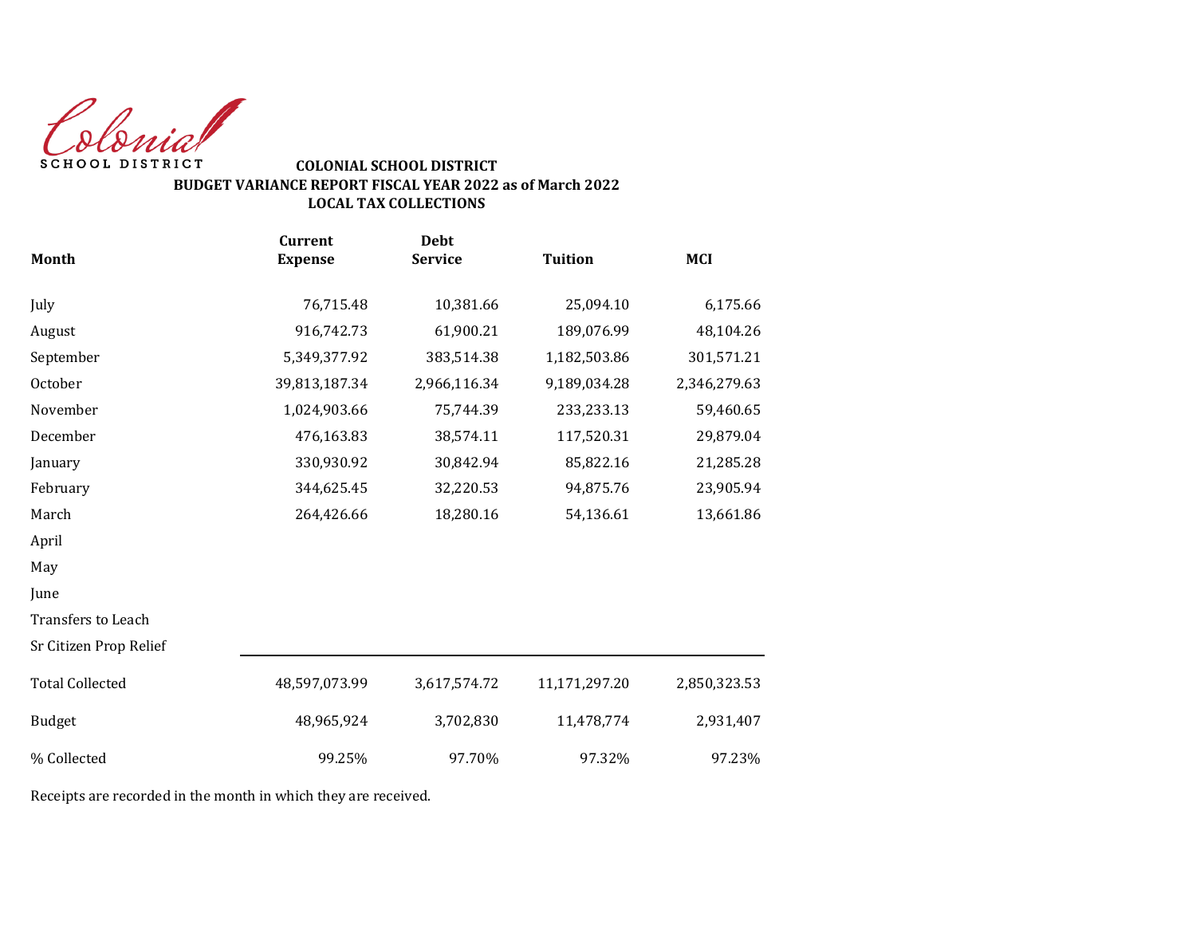Colonial
SCHOOL DISTRICT

**COLONIAL SCHOOL DISTRICT**
**BUDGET VARIANCE REPORT FISCAL YEAR 2022 as of March 2022**
**LOCAL TAX COLLECTIONS**

| Month | Current Expense | Debt Service | Tuition | MCI |
|---|---|---|---|---|
| July | 76,715.48 | 10,381.66 | 25,094.10 | 6,175.66 |
| August | 916,742.73 | 61,900.21 | 189,076.99 | 48,104.26 |
| September | 5,349,377.92 | 383,514.38 | 1,182,503.86 | 301,571.21 |
| October | 39,813,187.34 | 2,966,116.34 | 9,189,034.28 | 2,346,279.63 |
| November | 1,024,903.66 | 75,744.39 | 233,233.13 | 59,460.65 |
| December | 476,163.83 | 38,574.11 | 117,520.31 | 29,879.04 |
| January | 330,930.92 | 30,842.94 | 85,822.16 | 21,285.28 |
| February | 344,625.45 | 32,220.53 | 94,875.76 | 23,905.94 |
| March | 264,426.66 | 18,280.16 | 54,136.61 | 13,661.86 |
| April | | | | |
| May | | | | |
| June | | | | |
| Transfers to Leach | | | | |
| Sr Citizen Prop Relief | | | | |
| Total Collected | 48,597,073.99 | 3,617,574.72 | 11,171,297.20 | 2,850,323.53 |
| Budget | 48,965,924 | 3,702,830 | 11,478,774 | 2,931,407 |
| % Collected | 99.25% | 97.70% | 97.32% | 97.23% |

Receipts are recorded in the month in which they are received.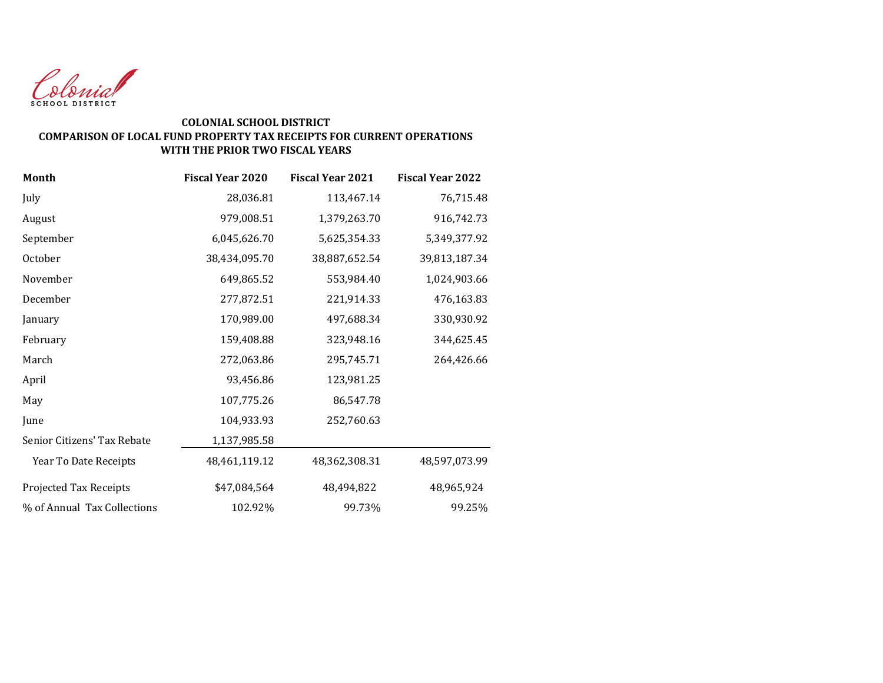Colonial
SCHOOL DISTRICT

**COLONIAL SCHOOL DISTRICT**
**COMPARISON OF LOCAL FUND PROPERTY TAX RECEIPTS FOR CURRENT OPERATIONS**
**WITH THE PRIOR TWO FISCAL YEARS**

| Month | Fiscal Year 2020 | Fiscal Year 2021 | Fiscal Year 2022 |
|---|---|---|---|
| July | 28,036.81 | 113,467.14 | 76,715.48 |
| August | 979,008.51 | 1,379,263.70 | 916,742.73 |
| September | 6,045,626.70 | 5,625,354.33 | 5,349,377.92 |
| October | 38,434,095.70 | 38,887,652.54 | 39,813,187.34 |
| November | 649,865.52 | 553,984.40 | 1,024,903.66 |
| December | 277,872.51 | 221,914.33 | 476,163.83 |
| January | 170,989.00 | 497,688.34 | 330,930.92 |
| February | 159,408.88 | 323,948.16 | 344,625.45 |
| March | 272,063.86 | 295,745.71 | 264,426.66 |
| April | 93,456.86 | 123,981.25 | |
| May | 107,775.26 | 86,547.78 | |
| June | 104,933.93 | 252,760.63 | |
| Senior Citizens' Tax Rebate | 1,137,985.58 | | |
| Year To Date Receipts | 48,461,119.12 | 48,362,308.31 | 48,597,073.99 |
| Projected Tax Receipts | $47,084,564 | 48,494,822 | 48,965,924 |
| % of Annual Tax Collections | 102.92% | 99.73% | 99.25% |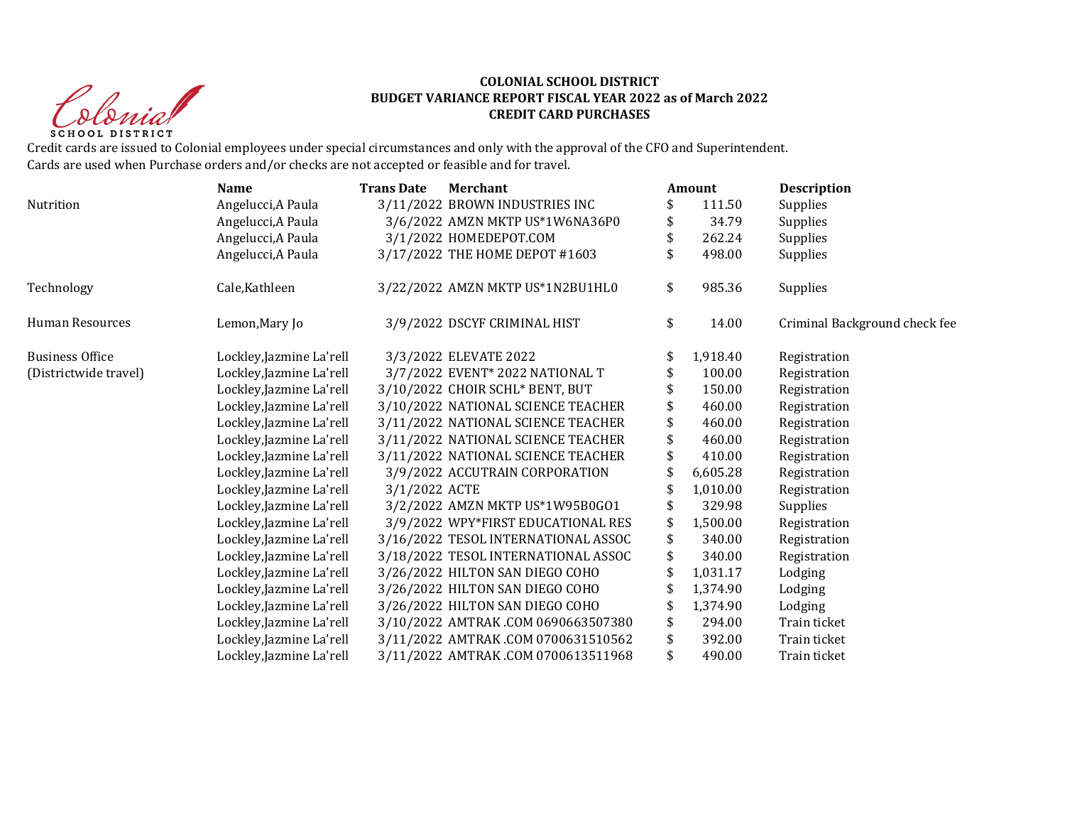**COLONIAL SCHOOL DISTRICT**
**BUDGET VARIANCE REPORT FISCAL YEAR 2022 as of March 2022**
**CREDIT CARD PURCHASES**

Credit cards are issued to Colonial employees under special circumstances and only with the approval of the CFO and Superintendent.
Cards are used when Purchase orders and/or checks are not accepted or feasible and for travel.

| | Name | Trans Date | Merchant | Amount | Description |
|---|---|---|---|---|---|
| Nutrition | Angelucci,A Paula | 3/11/2022 | BROWN INDUSTRIES INC | $ 111.50 | Supplies |
| | Angelucci,A Paula | 3/6/2022 | AMZN MKTP US*1W6NA36P0 | $ 34.79 | Supplies |
| | Angelucci,A Paula | 3/1/2022 | HOMEDEPOT.COM | $ 262.24 | Supplies |
| | Angelucci,A Paula | 3/17/2022 | THE HOME DEPOT #1603 | $ 498.00 | Supplies |
| Technology | Cale,Kathleen | 3/22/2022 | AMZN MKTP US*1N2BU1HL0 | $ 985.36 | Supplies |
| Human Resources | Lemon,Mary Jo | 3/9/2022 | DSCYF CRIMINAL HIST | $ 14.00 | Criminal Background check fee |
| Business Office | Lockley,Jazmine La'rell | 3/3/2022 | ELEVATE 2022 | $ 1,918.40 | Registration |
| (Districtwide travel) | Lockley,Jazmine La'rell | 3/7/2022 | EVENT* 2022 NATIONAL T | $ 100.00 | Registration |
| | Lockley,Jazmine La'rell | 3/10/2022 | CHOIR SCHL* BENT, BUT | $ 150.00 | Registration |
| | Lockley,Jazmine La'rell | 3/10/2022 | NATIONAL SCIENCE TEACHER | $ 460.00 | Registration |
| | Lockley,Jazmine La'rell | 3/11/2022 | NATIONAL SCIENCE TEACHER | $ 460.00 | Registration |
| | Lockley,Jazmine La'rell | 3/11/2022 | NATIONAL SCIENCE TEACHER | $ 460.00 | Registration |
| | Lockley,Jazmine La'rell | 3/11/2022 | NATIONAL SCIENCE TEACHER | $ 410.00 | Registration |
| | Lockley,Jazmine La'rell | 3/9/2022 | ACCUTRAIN CORPORATION | $ 6,605.28 | Registration |
| | Lockley,Jazmine La'rell | 3/1/2022 | ACTE | $ 1,010.00 | Registration |
| | Lockley,Jazmine La'rell | 3/2/2022 | AMZN MKTP US*1W95B0GO1 | $ 329.98 | Supplies |
| | Lockley,Jazmine La'rell | 3/9/2022 | WPY*FIRST EDUCATIONAL RES | $ 1,500.00 | Registration |
| | Lockley,Jazmine La'rell | 3/16/2022 | TESOL INTERNATIONAL ASSOC | $ 340.00 | Registration |
| | Lockley,Jazmine La'rell | 3/18/2022 | TESOL INTERNATIONAL ASSOC | $ 340.00 | Registration |
| | Lockley,Jazmine La'rell | 3/26/2022 | HILTON SAN DIEGO COHO | $ 1,031.17 | Lodging |
| | Lockley,Jazmine La'rell | 3/26/2022 | HILTON SAN DIEGO COHO | $ 1,374.90 | Lodging |
| | Lockley,Jazmine La'rell | 3/26/2022 | HILTON SAN DIEGO COHO | $ 1,374.90 | Lodging |
| | Lockley,Jazmine La'rell | 3/10/2022 | AMTRAK .COM 0690663507380 | $ 294.00 | Train ticket |
| | Lockley,Jazmine La'rell | 3/11/2022 | AMTRAK .COM 0700631510562 | $ 392.00 | Train ticket |
| | Lockley,Jazmine La'rell | 3/11/2022 | AMTRAK .COM 0700613511968 | $ 490.00 | Train ticket |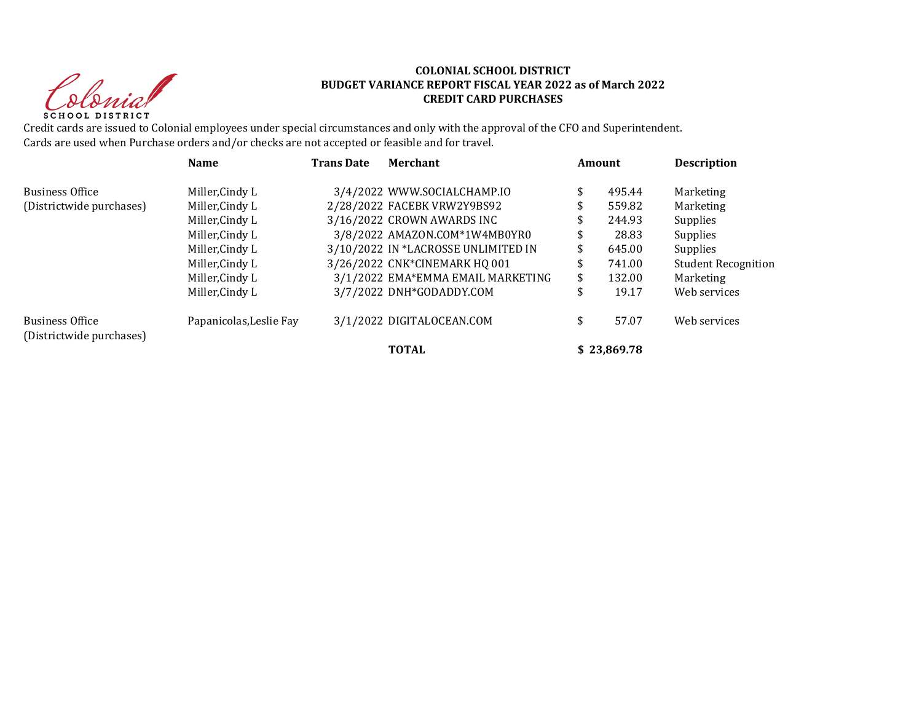**COLONIAL SCHOOL DISTRICT**
**BUDGET VARIANCE REPORT FISCAL YEAR 2022 as of March 2022**
**CREDIT CARD PURCHASES**

Credit cards are issued to Colonial employees under special circumstances and only with the approval of the CFO and Superintendent.
Cards are used when Purchase orders and/or checks are not accepted or feasible and for travel.

| | Name | Trans Date | Merchant | Amount | Description |
|---|---|---|---|---|---|
| Business Office | Miller,Cindy L | 3/4/2022 | WWW.SOCIALCHAMP.IO | $ 495.44 | Marketing |
| (Districtwide purchases) | Miller,Cindy L | 2/28/2022 | FACEBK VRW2Y9BS92 | $ 559.82 | Marketing |
| | Miller,Cindy L | 3/16/2022 | CROWN AWARDS INC | $ 244.93 | Supplies |
| | Miller,Cindy L | 3/8/2022 | AMAZON.COM*1W4MB0YR0 | $ 28.83 | Supplies |
| | Miller,Cindy L | 3/10/2022 | IN *LACROSSE UNLIMITED IN | $ 645.00 | Supplies |
| | Miller,Cindy L | 3/26/2022 | CNK*CINEMARK HQ 001 | $ 741.00 | Student Recognition |
| | Miller,Cindy L | 3/1/2022 | EMA*EMMA EMAIL MARKETING | $ 132.00 | Marketing |
| | Miller,Cindy L | 3/7/2022 | DNH*GODADDY.COM | $ 19.17 | Web services |
| Business Office (Districtwide purchases) | Papanicolas,Leslie Fay | 3/1/2022 | DIGITALOCEAN.COM | $ 57.07 | Web services |
| | | | **TOTAL** | **$ 23,869.78** | |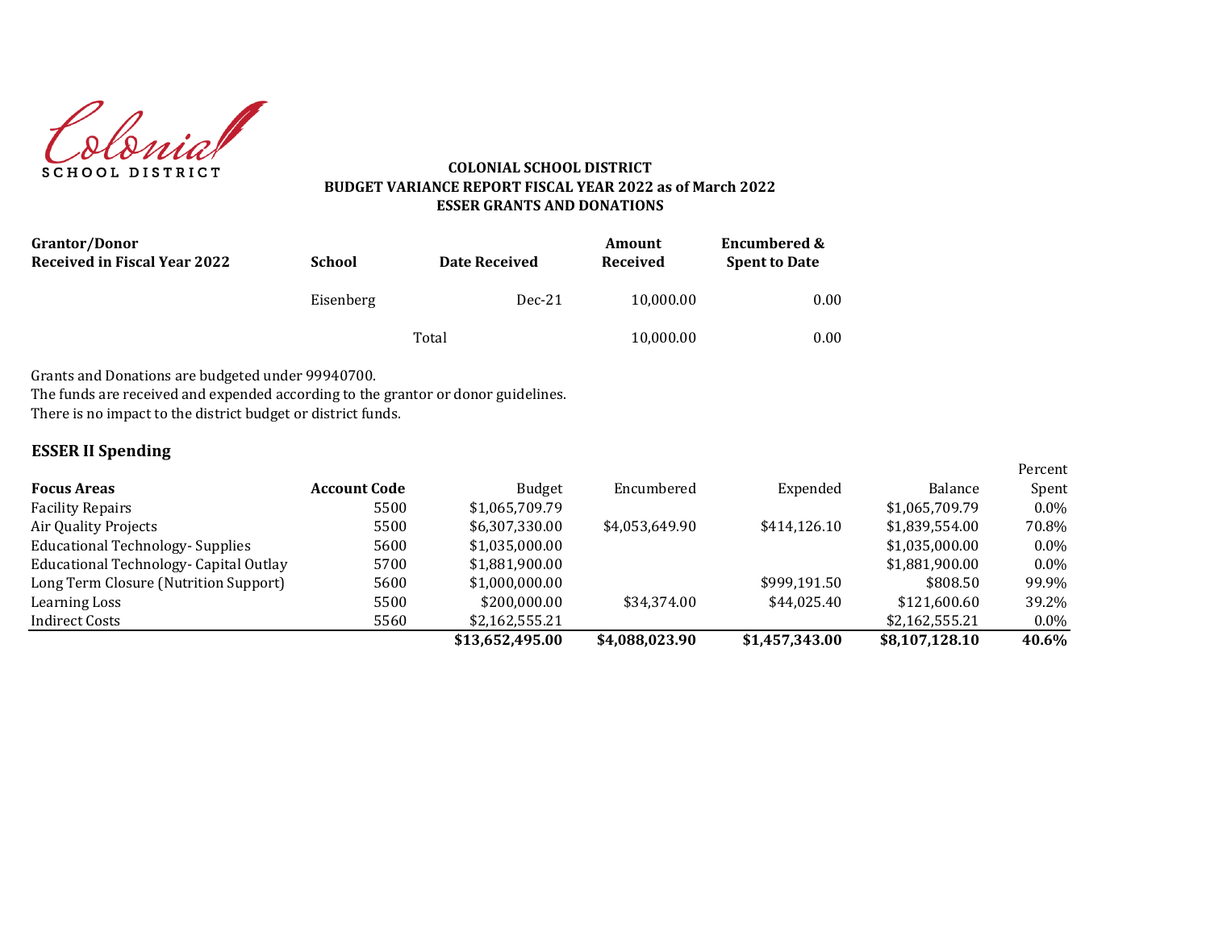Colonial
SCHOOL DISTRICT

**COLONIAL SCHOOL DISTRICT**
**BUDGET VARIANCE REPORT FISCAL YEAR 2022 as of March 2022**
**ESSER GRANTS AND DONATIONS**

| Grantor/Donor Received in Fiscal Year 2022 | School | Date Received | Amount Received | Encumbered & Spent to Date |
|---|---|---|---|---|
| | Eisenberg | Dec-21 | 10,000.00 | 0.00 |
| | | Total | 10,000.00 | 0.00 |

Grants and Donations are budgeted under 99940700.
The funds are received and expended according to the grantor or donor guidelines.
There is no impact to the district budget or district funds.

## ESSER II Spending

| Focus Areas | Account Code | Budget | Encumbered | Expended | Balance | Percent Spent |
|---|---|---|---|---|---|---|
| Facility Repairs | 5500 | $1,065,709.79 | | | $1,065,709.79 | 0.0% |
| Air Quality Projects | 5500 | $6,307,330.00 | $4,053,649.90 | $414,126.10 | $1,839,554.00 | 70.8% |
| Educational Technology- Supplies | 5600 | $1,035,000.00 | | | $1,035,000.00 | 0.0% |
| Educational Technology- Capital Outlay | 5700 | $1,881,900.00 | | | $1,881,900.00 | 0.0% |
| Long Term Closure (Nutrition Support) | 5600 | $1,000,000.00 | | $999,191.50 | $808.50 | 99.9% |
| Learning Loss | 5500 | $200,000.00 | $34,374.00 | $44,025.40 | $121,600.60 | 39.2% |
| Indirect Costs | 5560 | $2,162,555.21 | | | $2,162,555.21 | 0.0% |
| | | **$13,652,495.00** | **$4,088,023.90** | **$1,457,343.00** | **$8,107,128.10** | **40.6%** |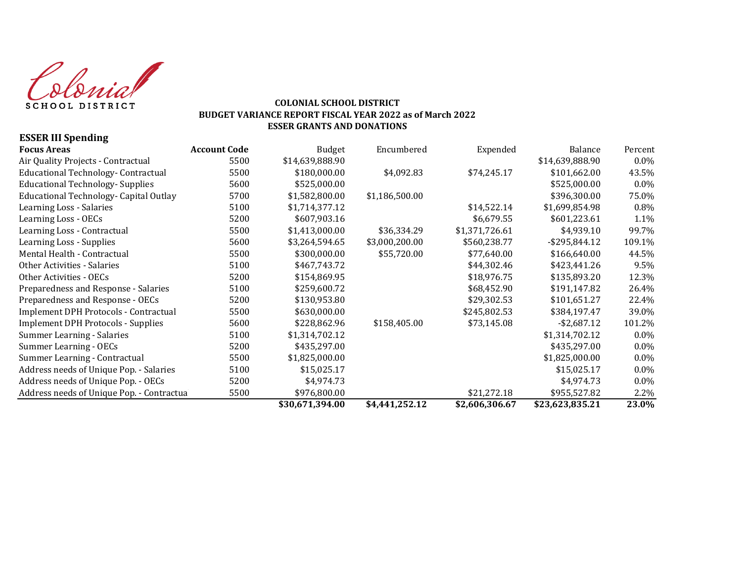Colonial SCHOOL DISTRICT

**COLONIAL SCHOOL DISTRICT**
**BUDGET VARIANCE REPORT FISCAL YEAR 2022 as of March 2022**
**ESSER GRANTS AND DONATIONS**

### ESSER III Spending

| Focus Areas | Account Code | Budget | Encumbered | Expended | Balance | Percent |
|---|---|---|---|---|---|---|
| Air Quality Projects - Contractual | 5500 | $14,639,888.90 | | | $14,639,888.90 | 0.0% |
| Educational Technology- Contractual | 5500 | $180,000.00 | $4,092.83 | $74,245.17 | $101,662.00 | 43.5% |
| Educational Technology- Supplies | 5600 | $525,000.00 | | | $525,000.00 | 0.0% |
| Educational Technology- Capital Outlay | 5700 | $1,582,800.00 | $1,186,500.00 | | $396,300.00 | 75.0% |
| Learning Loss - Salaries | 5100 | $1,714,377.12 | | $14,522.14 | $1,699,854.98 | 0.8% |
| Learning Loss - OECs | 5200 | $607,903.16 | | $6,679.55 | $601,223.61 | 1.1% |
| Learning Loss - Contractual | 5500 | $1,413,000.00 | $36,334.29 | $1,371,726.61 | $4,939.10 | 99.7% |
| Learning Loss - Supplies | 5600 | $3,264,594.65 | $3,000,200.00 | $560,238.77 | -$295,844.12 | 109.1% |
| Mental Health - Contractual | 5500 | $300,000.00 | $55,720.00 | $77,640.00 | $166,640.00 | 44.5% |
| Other Activities - Salaries | 5100 | $467,743.72 | | $44,302.46 | $423,441.26 | 9.5% |
| Other Activities - OECs | 5200 | $154,869.95 | | $18,976.75 | $135,893.20 | 12.3% |
| Preparedness and Response - Salaries | 5100 | $259,600.72 | | $68,452.90 | $191,147.82 | 26.4% |
| Preparedness and Response - OECs | 5200 | $130,953.80 | | $29,302.53 | $101,651.27 | 22.4% |
| Implement DPH Protocols - Contractual | 5500 | $630,000.00 | | $245,802.53 | $384,197.47 | 39.0% |
| Implement DPH Protocols - Supplies | 5600 | $228,862.96 | $158,405.00 | $73,145.08 | -$2,687.12 | 101.2% |
| Summer Learning - Salaries | 5100 | $1,314,702.12 | | | $1,314,702.12 | 0.0% |
| Summer Learning - OECs | 5200 | $435,297.00 | | | $435,297.00 | 0.0% |
| Summer Learning - Contractual | 5500 | $1,825,000.00 | | | $1,825,000.00 | 0.0% |
| Address needs of Unique Pop. - Salaries | 5100 | $15,025.17 | | | $15,025.17 | 0.0% |
| Address needs of Unique Pop. - OECs | 5200 | $4,974.73 | | | $4,974.73 | 0.0% |
| Address needs of Unique Pop. - Contractua | 5500 | $976,800.00 | | $21,272.18 | $955,527.82 | 2.2% |
| | | **$30,671,394.00** | **$4,441,252.12** | **$2,606,306.67** | **$23,623,835.21** | **23.0%** |